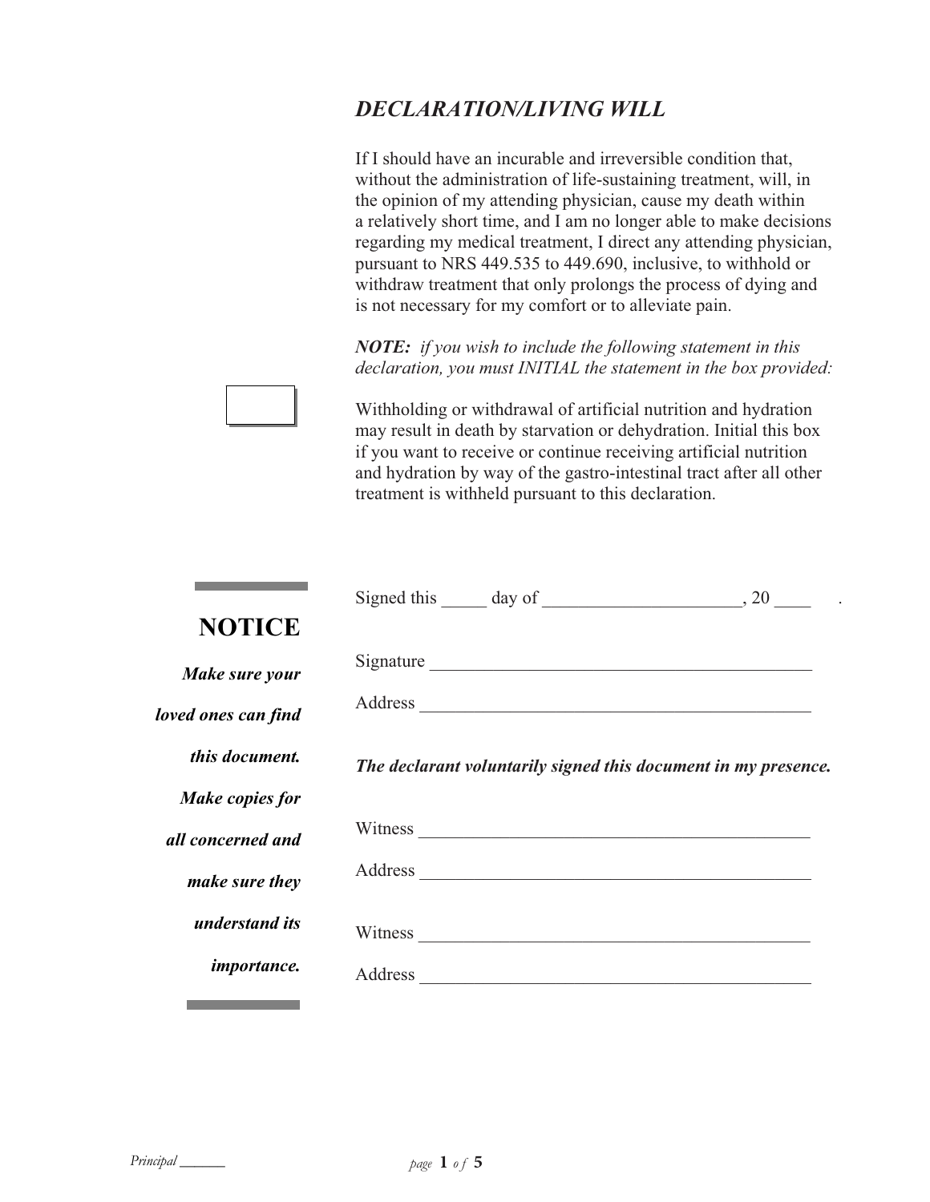## *DECLARATION/LIVING WILL*

If I should have an incurable and irreversible condition that, without the administration of life-sustaining treatment, will, in the opinion of my attending physician, cause my death within a relatively short time, and I am no longer able to make decisions regarding my medical treatment, I direct any attending physician, pursuant to NRS 449.535 to 449.690, inclusive, to withhold or withdraw treatment that only prolongs the process of dying and is not necessary for my comfort or to alleviate pain.

***NOTE:*** *if you wish to include the following statement in this declaration, you must INITIAL the statement in the box provided:*

[ ] Withholding or withdrawal of artificial nutrition and hydration may result in death by starvation or dehydration. Initial this box if you want to receive or continue receiving artificial nutrition and hydration by way of the gastro-intestinal tract after all other treatment is withheld pursuant to this declaration.

**NOTICE**

***Make sure your loved ones can find this document. Make copies for all concerned and make sure they understand its importance.***

Signed this _____ day of _____________________, 20 ____ .

Signature ___________________________________________

Address ____________________________________________

***The declarant voluntarily signed this document in my presence.***

Witness ____________________________________________

Address ____________________________________________

Witness ____________________________________________

Address ____________________________________________

*Principal* ______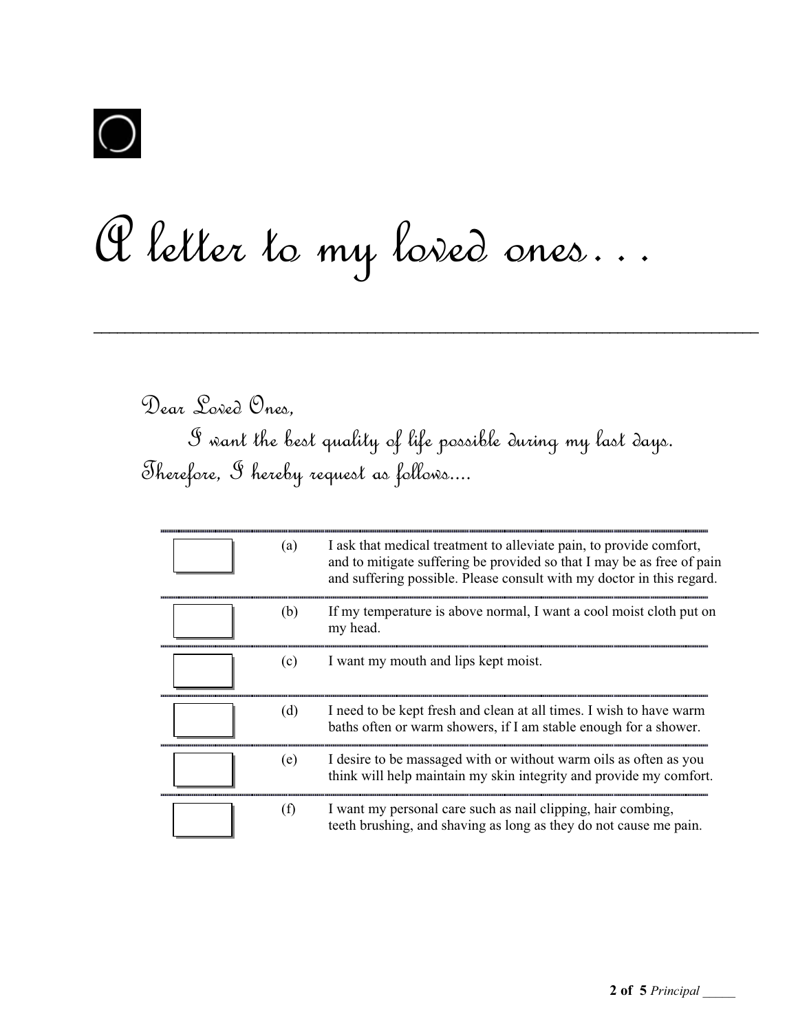# A letter to my loved ones...

---

Dear Loved Ones,

I want the best quality of life possible during my last days. Therefore, I hereby request as follows....

| | | |
|---|---|---|
| ☐ | (a) | I ask that medical treatment to alleviate pain, to provide comfort, and to mitigate suffering be provided so that I may be as free of pain and suffering possible. Please consult with my doctor in this regard. |
| ☐ | (b) | If my temperature is above normal, I want a cool moist cloth put on my head. |
| ☐ | (c) | I want my mouth and lips kept moist. |
| ☐ | (d) | I need to be kept fresh and clean at all times. I wish to have warm baths often or warm showers, if I am stable enough for a shower. |
| ☐ | (e) | I desire to be massaged with or without warm oils as often as you think will help maintain my skin integrity and provide my comfort. |
| ☐ | (f) | I want my personal care such as nail clipping, hair combing, teeth brushing, and shaving as long as they do not cause me pain. |

Principal _____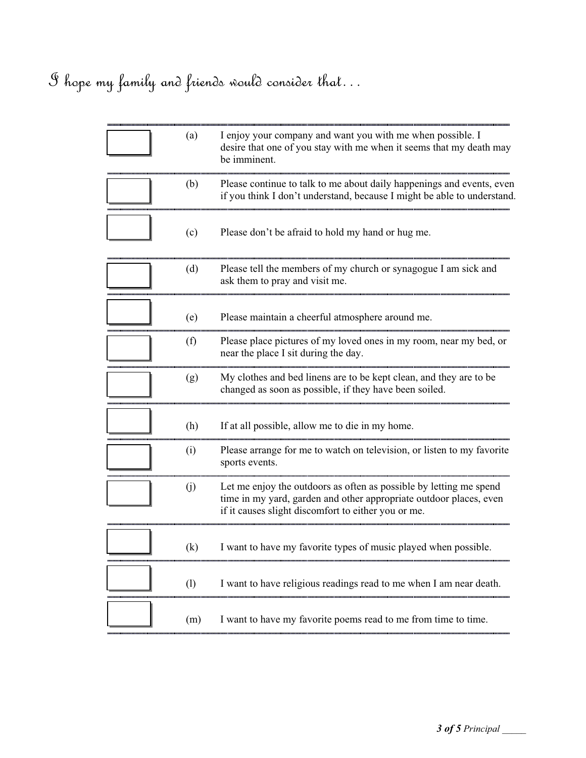# *I hope my family and friends would consider that…*

| | | |
|---|---|---|
| ☐ | (a) | I enjoy your company and want you with me when possible. I desire that one of you stay with me when it seems that my death may be imminent. |
| ☐ | (b) | Please continue to talk to me about daily happenings and events, even if you think I don't understand, because I might be able to understand. |
| ☐ | (c) | Please don't be afraid to hold my hand or hug me. |
| ☐ | (d) | Please tell the members of my church or synagogue I am sick and ask them to pray and visit me. |
| ☐ | (e) | Please maintain a cheerful atmosphere around me. |
| ☐ | (f) | Please place pictures of my loved ones in my room, near my bed, or near the place I sit during the day. |
| ☐ | (g) | My clothes and bed linens are to be kept clean, and they are to be changed as soon as possible, if they have been soiled. |
| ☐ | (h) | If at all possible, allow me to die in my home. |
| ☐ | (i) | Please arrange for me to watch on television, or listen to my favorite sports events. |
| ☐ | (j) | Let me enjoy the outdoors as often as possible by letting me spend time in my yard, garden and other appropriate outdoor places, even if it causes slight discomfort to either you or me. |
| ☐ | (k) | I want to have my favorite types of music played when possible. |
| ☐ | (l) | I want to have religious readings read to me when I am near death. |
| ☐ | (m) | I want to have my favorite poems read to me from time to time. |

Principal _____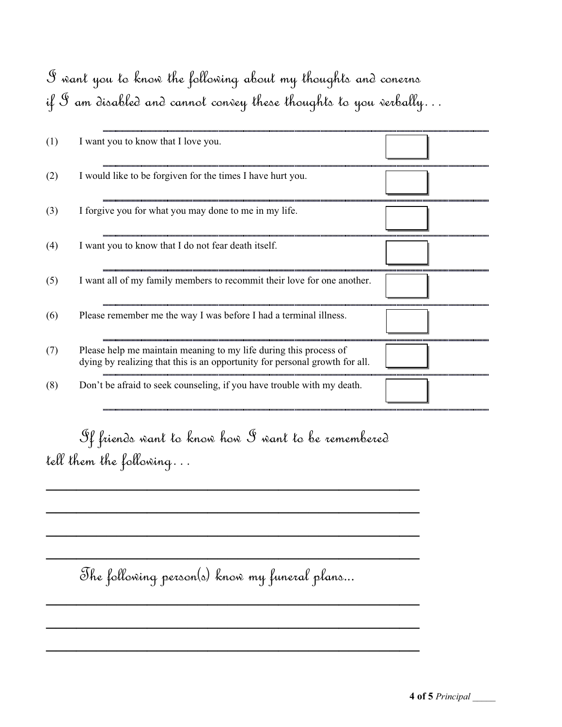## I want you to know the following about my thoughts and conerns if I am disabled and cannot convey these thoughts to you verbally…

| | | |
|---|---|---|
| (1) | I want you to know that I love you. | ☐ |
| (2) | I would like to be forgiven for the times I have hurt you. | ☐ |
| (3) | I forgive you for what you may done to me in my life. | ☐ |
| (4) | I want you to know that I do not fear death itself. | ☐ |
| (5) | I want all of my family members to recommit their love for one another. | ☐ |
| (6) | Please remember me the way I was before I had a terminal illness. | ☐ |
| (7) | Please help me maintain meaning to my life during this process of dying by realizing that this is an opportunity for personal growth for all. | ☐ |
| (8) | Don't be afraid to seek counseling, if you have trouble with my death. | ☐ |

## If friends want to know how I want to be remembered tell them the following…

\_\_\_\_\_\_\_\_\_\_\_\_\_\_\_\_\_\_\_\_\_\_\_\_\_\_\_\_\_\_\_\_\_\_\_\_\_\_\_\_\_\_\_\_\_\_\_\_

\_\_\_\_\_\_\_\_\_\_\_\_\_\_\_\_\_\_\_\_\_\_\_\_\_\_\_\_\_\_\_\_\_\_\_\_\_\_\_\_\_\_\_\_\_\_\_\_

\_\_\_\_\_\_\_\_\_\_\_\_\_\_\_\_\_\_\_\_\_\_\_\_\_\_\_\_\_\_\_\_\_\_\_\_\_\_\_\_\_\_\_\_\_\_\_\_

\_\_\_\_\_\_\_\_\_\_\_\_\_\_\_\_\_\_\_\_\_\_\_\_\_\_\_\_\_\_\_\_\_\_\_\_\_\_\_\_\_\_\_\_\_\_\_\_

## The following person(s) know my funeral plans...

\_\_\_\_\_\_\_\_\_\_\_\_\_\_\_\_\_\_\_\_\_\_\_\_\_\_\_\_\_\_\_\_\_\_\_\_\_\_\_\_\_\_\_\_\_\_\_\_

\_\_\_\_\_\_\_\_\_\_\_\_\_\_\_\_\_\_\_\_\_\_\_\_\_\_\_\_\_\_\_\_\_\_\_\_\_\_\_\_\_\_\_\_\_\_\_\_

\_\_\_\_\_\_\_\_\_\_\_\_\_\_\_\_\_\_\_\_\_\_\_\_\_\_\_\_\_\_\_\_\_\_\_\_\_\_\_\_\_\_\_\_\_\_\_\_

*Principal* \_\_\_\_\_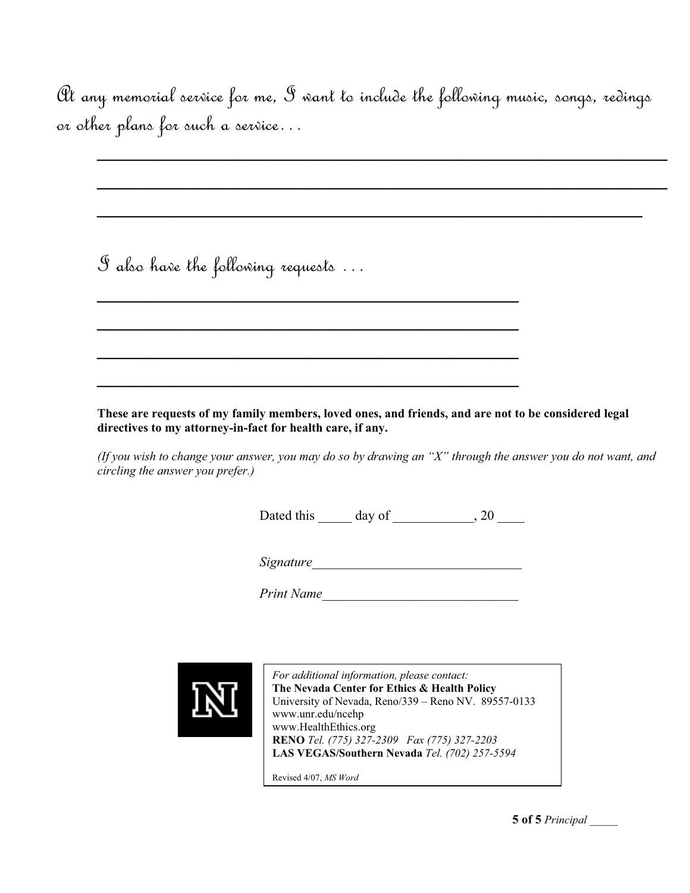At any memorial service for me, I want to include the following music, songs, redings or other plans for such a service…

\_\_\_\_\_\_\_\_\_\_\_\_\_\_\_\_\_\_\_\_\_\_\_\_\_\_\_\_\_\_\_\_\_\_\_\_\_\_\_\_\_\_\_\_\_\_\_\_\_\_\_\_\_\_\_\_\_\_\_\_

\_\_\_\_\_\_\_\_\_\_\_\_\_\_\_\_\_\_\_\_\_\_\_\_\_\_\_\_\_\_\_\_\_\_\_\_\_\_\_\_\_\_\_\_\_\_\_\_\_\_\_\_\_\_\_\_\_\_\_\_

\_\_\_\_\_\_\_\_\_\_\_\_\_\_\_\_\_\_\_\_\_\_\_\_\_\_\_\_\_\_\_\_\_\_\_\_\_\_\_\_\_\_\_\_\_\_\_\_\_\_\_\_\_\_\_\_\_\_

I also have the following requests …

\_\_\_\_\_\_\_\_\_\_\_\_\_\_\_\_\_\_\_\_\_\_\_\_\_\_\_\_\_\_\_\_\_\_\_\_\_\_\_\_\_\_\_\_

\_\_\_\_\_\_\_\_\_\_\_\_\_\_\_\_\_\_\_\_\_\_\_\_\_\_\_\_\_\_\_\_\_\_\_\_\_\_\_\_\_\_\_\_

\_\_\_\_\_\_\_\_\_\_\_\_\_\_\_\_\_\_\_\_\_\_\_\_\_\_\_\_\_\_\_\_\_\_\_\_\_\_\_\_\_\_\_\_

\_\_\_\_\_\_\_\_\_\_\_\_\_\_\_\_\_\_\_\_\_\_\_\_\_\_\_\_\_\_\_\_\_\_\_\_\_\_\_\_\_\_\_\_

**These are requests of my family members, loved ones, and friends, and are not to be considered legal directives to my attorney-in-fact for health care, if any.**

*(If you wish to change your answer, you may do so by drawing an "X" through the answer you do not want, and circling the answer you prefer.)*

Dated this \_\_\_\_\_ day of \_\_\_\_\_\_\_\_\_\_\_\_, 20 \_\_\_\_

*Signature*\_\_\_\_\_\_\_\_\_\_\_\_\_\_\_\_\_\_\_\_\_\_\_\_\_\_\_\_\_\_\_

*Print Name*\_\_\_\_\_\_\_\_\_\_\_\_\_\_\_\_\_\_\_\_\_\_\_\_\_\_\_\_\_\_

*For additional information, please contact:*
**The Nevada Center for Ethics & Health Policy**
University of Nevada, Reno/339 – Reno NV. 89557-0133
www.unr.edu/ncehp
www.HealthEthics.org
**RENO** *Tel. (775) 327-2309 Fax (775) 327-2203*
**LAS VEGAS/Southern Nevada** *Tel. (702) 257-5594*

Revised 4/07, *MS Word*

*Principal* \_\_\_\_\_